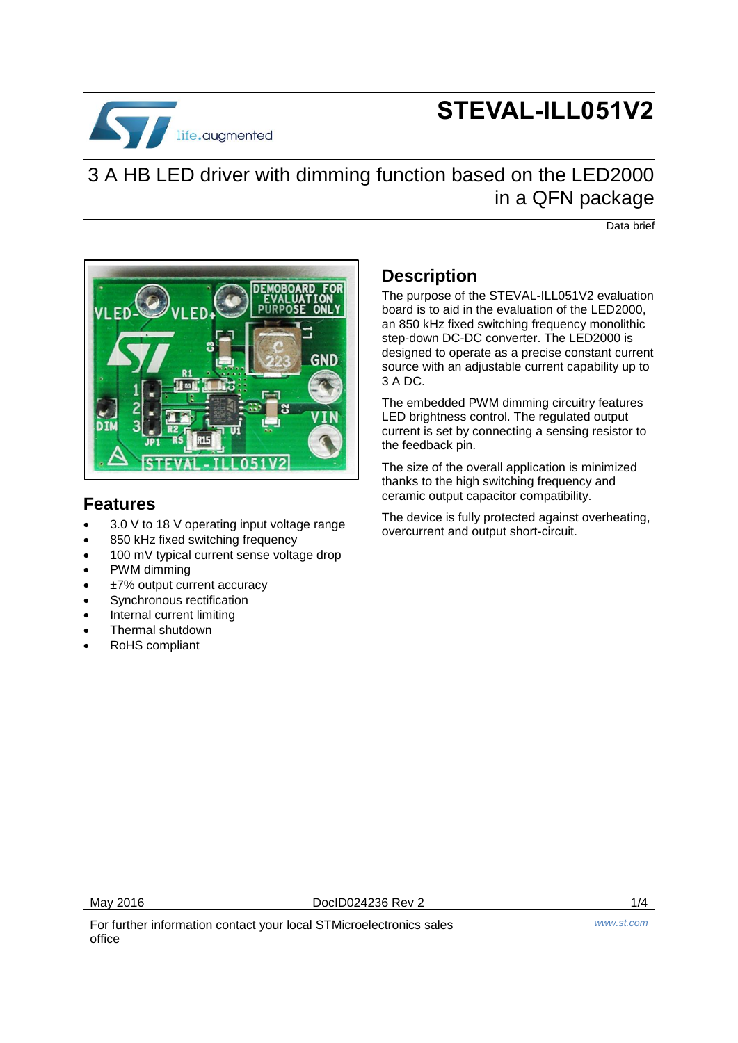# STEVAL-ILL051V2

## 3 A HB LED driver with dimming function based on the LED2000 in a QFN package

Data brief

## Features

- 3.0 V to 18 V operating input voltage range
- 850 kHz fixed switching frequency
- 100 mV typical current sense voltage drop
- PWM dimming
- ±7% output current accuracy
- Synchronous rectification
- Internal current limiting
- Thermal shutdown
- RoHS compliant

## Description

The purpose of the STEVAL-ILL051V2 evaluation board is to aid in the evaluation of the LED2000, an 850 kHz fixed switching frequency monolithic step-down DC-DC converter. The LED2000 is designed to operate as a precise constant current source with an adjustable current capability up to 3 A DC.

The embedded PWM dimming circuitry features LED brightness control. The regulated output current is set by connecting a sensing resistor to the feedback pin.

The size of the overall application is minimized thanks to the high switching frequency and ceramic output capacitor compatibility.

The device is fully protected against overheating, overcurrent and output short-circuit.

May 2016 DocID024236 Rev 2

For further information contact your local STMicroelectronics sales office

www.st.com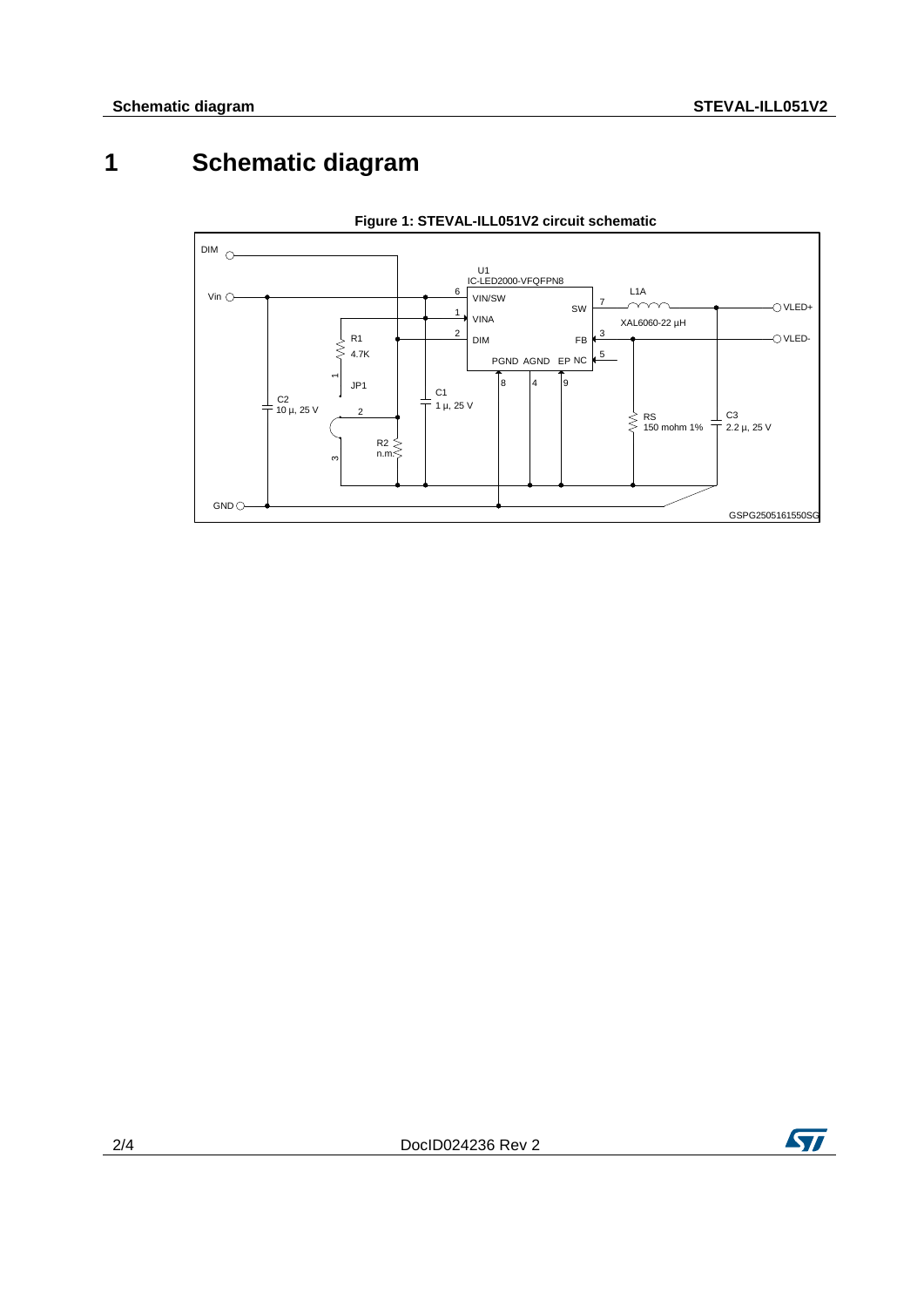# 1 Schematic diagram

**Figure 1: STEVAL-ILL051V2 circuit schematic**

DIM

Vin

GND

U1
IC-LED2000-VFQFPN8

VIN/SW
VINA
DIM
SW
FB
PGND AGND EP NC

L1A
XAL6060-22 µH

VLED+
VLED-

R1
4.7K

JP1

R2
n.m.

C2
10 µ, 25 V

C1
1 µ, 25 V

RS
150 mohm 1%

C3
2.2 µ, 25 V

GSPG2505161550SG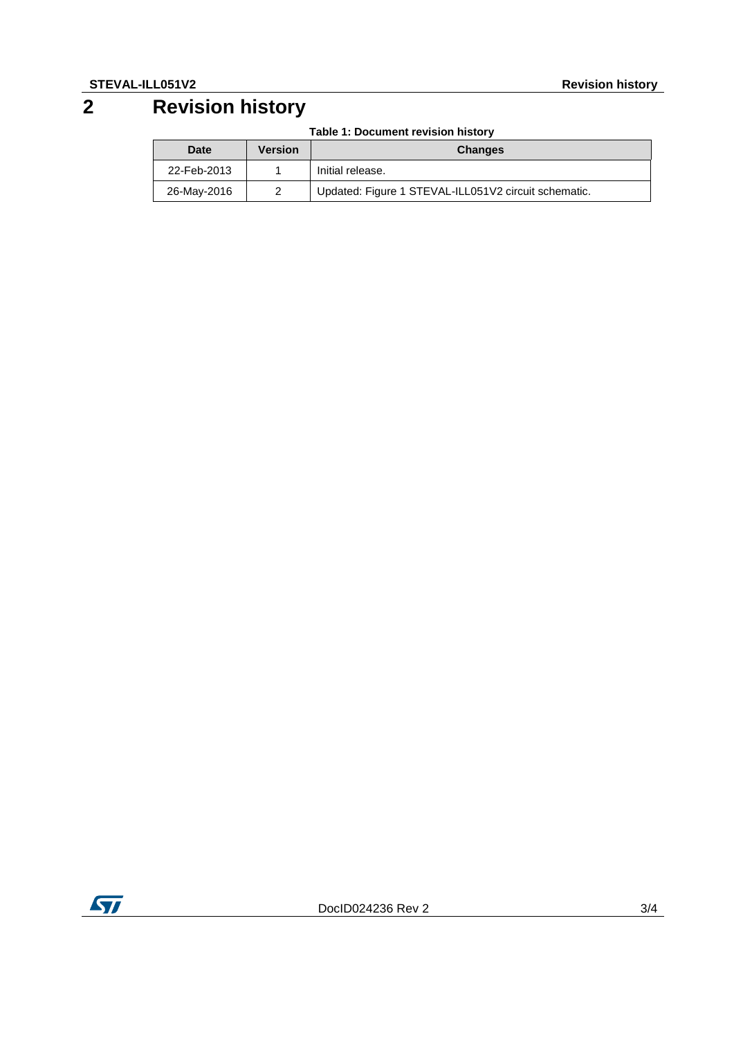# 2 Revision history

**Table 1: Document revision history**

| Date | Version | Changes |
| --- | --- | --- |
| 22-Feb-2013 | 1 | Initial release. |
| 26-May-2016 | 2 | Updated: Figure 1 STEVAL-ILL051V2 circuit schematic. |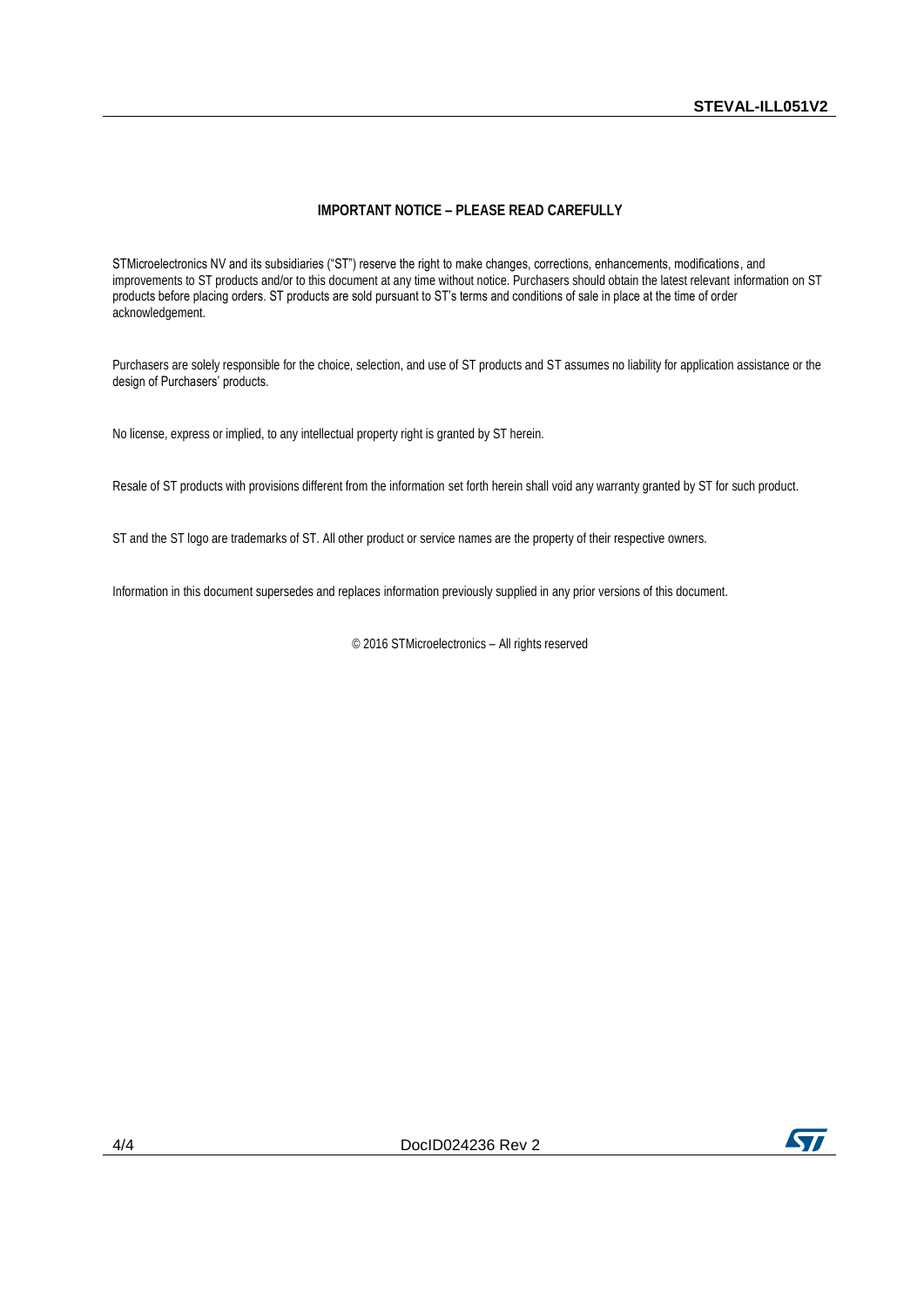**IMPORTANT NOTICE – PLEASE READ CAREFULLY**

STMicroelectronics NV and its subsidiaries ("ST") reserve the right to make changes, corrections, enhancements, modifications, and improvements to ST products and/or to this document at any time without notice. Purchasers should obtain the latest relevant information on ST products before placing orders. ST products are sold pursuant to ST's terms and conditions of sale in place at the time of order acknowledgement.

Purchasers are solely responsible for the choice, selection, and use of ST products and ST assumes no liability for application assistance or the design of Purchasers' products.

No license, express or implied, to any intellectual property right is granted by ST herein.

Resale of ST products with provisions different from the information set forth herein shall void any warranty granted by ST for such product.

ST and the ST logo are trademarks of ST. All other product or service names are the property of their respective owners.

Information in this document supersedes and replaces information previously supplied in any prior versions of this document.

© 2016 STMicroelectronics – All rights reserved